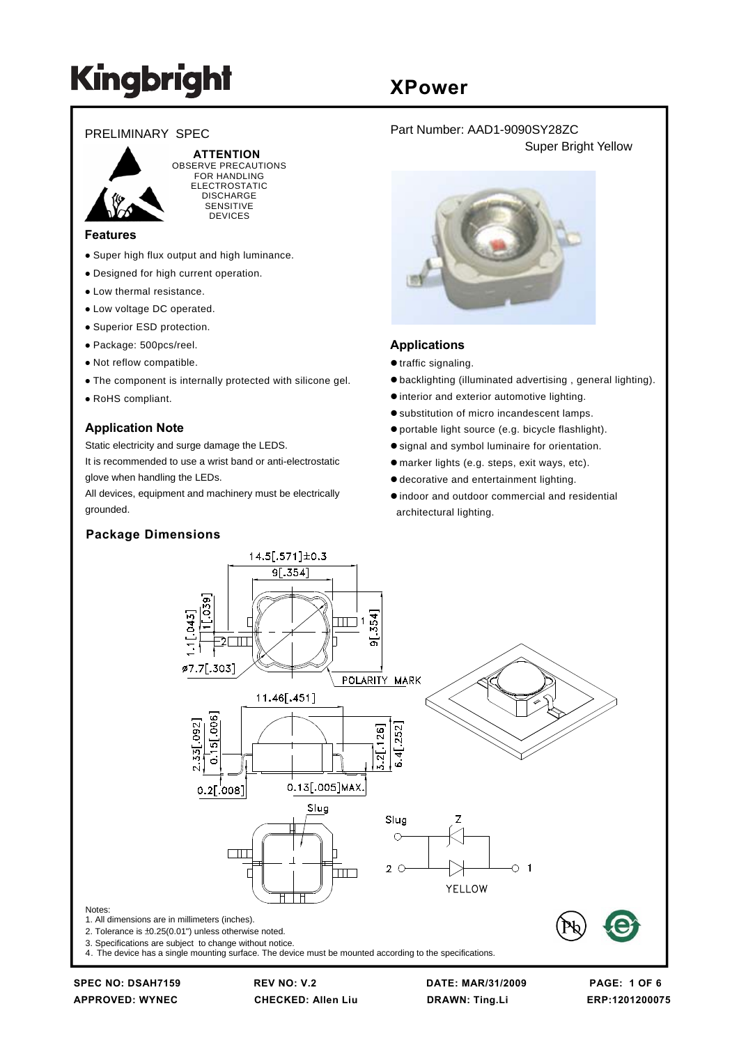# Kingbright

## XPower

PRELIMINARY SPEC

**ATTENTION**
OBSERVE PRECAUTIONS FOR HANDLING ELECTROSTATIC DISCHARGE SENSITIVE DEVICES

Part Number: AAD1-9090SY28ZC
Super Bright Yellow

### Features

- Super high flux output and high luminance.
- Designed for high current operation.
- Low thermal resistance.
- Low voltage DC operated.
- Superior ESD protection.
- Package: 500pcs/reel.
- Not reflow compatible.
- The component is internally protected with silicone gel.
- RoHS compliant.

### Application Note

Static electricity and surge damage the LEDS.
It is recommended to use a wrist band or anti-electrostatic glove when handling the LEDs.
All devices, equipment and machinery must be electrically grounded.

### Applications

- traffic signaling.
- backlighting (illuminated advertising , general lighting).
- interior and exterior automotive lighting.
- substitution of micro incandescent lamps.
- portable light source (e.g. bicycle flashlight).
- signal and symbol luminaire for orientation.
- marker lights (e.g. steps, exit ways, etc).
- decorative and entertainment lighting.
- indoor and outdoor commercial and residential architectural lighting.

### Package Dimensions

Notes:
1. All dimensions are in millimeters (inches).
2. Tolerance is ±0.25(0.01") unless otherwise noted.
3. Specifications are subject to change without notice.
4. The device has a single mounting surface. The device must be mounted according to the specifications.

SPEC NO: DSAH7159 | REV NO: V.2 | DATE: MAR/31/2009 | ERP:1201200075
APPROVED: WYNEC | CHECKED: Allen Liu | DRAWN: Ting.Li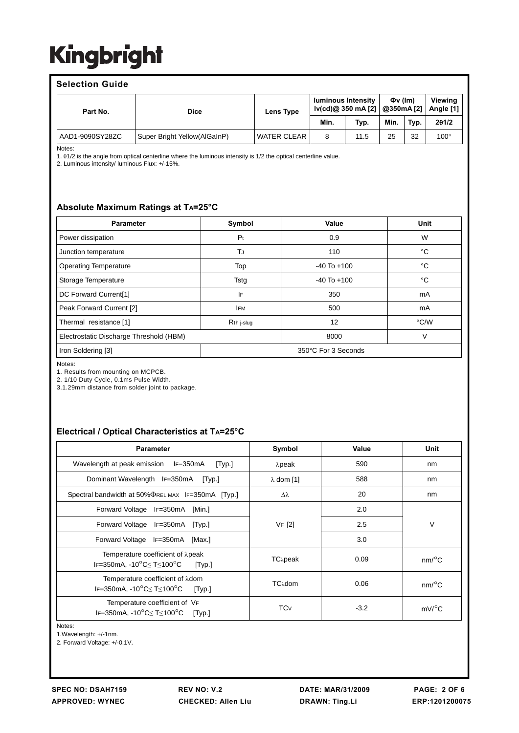# Kingbright

## Selection Guide

| Part No. | Dice | Lens Type | luminous Intensity Iv(cd)@ 350 mA [2] | | Φv (lm) @350mA [2] | | Viewing Angle [1] |
|---|---|---|---|---|---|---|---|
| | | | Min. | Typ. | Min. | Typ. | 2θ1/2 |
| AAD1-9090SY28ZC | Super Bright Yellow(AlGaInP) | WATER CLEAR | 8 | 11.5 | 25 | 32 | 100° |

Notes:
1. θ1/2 is the angle from optical centerline where the luminous intensity is 1/2 the optical centerline value.
2. Luminous intensity/ luminous Flux: +/-15%.

## Absolute Maximum Ratings at $T_A$=25°C

| Parameter | Symbol | Value | Unit |
|---|---|---|---|
| Power dissipation | $P_t$ | 0.9 | W |
| Junction temperature | $T_J$ | 110 | °C |
| Operating Temperature | Top | -40 To +100 | °C |
| Storage Temperature | Tstg | -40 To +100 | °C |
| DC Forward Current[1] | $I_F$ | 350 | mA |
| Peak Forward Current [2] | $I_{FM}$ | 500 | mA |
| Thermal resistance [1] | $R_{th\ j\text{-}slug}$ | 12 | °C/W |
| Electrostatic Discharge Threshold (HBM) | | 8000 | V |
| Iron Soldering [3] | 350°C For 3 Seconds | | |

Notes:
1. Results from mounting on MCPCB.
2. 1/10 Duty Cycle, 0.1ms Pulse Width.
3. 1.29mm distance from solder joint to package.

## Electrical / Optical Characteristics at $T_A$=25°C

| Parameter | Symbol | Value | Unit |
|---|---|---|---|
| Wavelength at peak emission $I_F$=350mA [Typ.] | λpeak | 590 | nm |
| Dominant Wavelength $I_F$=350mA [Typ.] | λ dom [1] | 588 | nm |
| Spectral bandwidth at 50%$\Phi_{REL\ MAX}$ $I_F$=350mA [Typ.] | Δλ | 20 | nm |
| Forward Voltage $I_F$=350mA [Min.] | $V_F$ [2] | 2.0 | V |
| Forward Voltage $I_F$=350mA [Typ.] | | 2.5 | |
| Forward Voltage $I_F$=350mA [Max.] | | 3.0 | |
| Temperature coefficient of λpeak $I_F$=350mA, -10°C≤ T≤100°C [Typ.] | $TC_{\lambda peak}$ | 0.09 | nm/°C |
| Temperature coefficient of λdom $I_F$=350mA, -10°C≤ T≤100°C [Typ.] | $TC_{\lambda dom}$ | 0.06 | nm/°C |
| Temperature coefficient of $V_F$ $I_F$=350mA, -10°C≤ T≤100°C [Typ.] | $TC_V$ | -3.2 | mV/°C |

Notes:
1. Wavelength: +/-1nm.
2. Forward Voltage: +/-0.1V.

SPEC NO: DSAH7159 REV NO: V.2 DATE: MAR/31/2009
APPROVED: WYNEC CHECKED: Allen Liu DRAWN: Ting.Li ERP:1201200075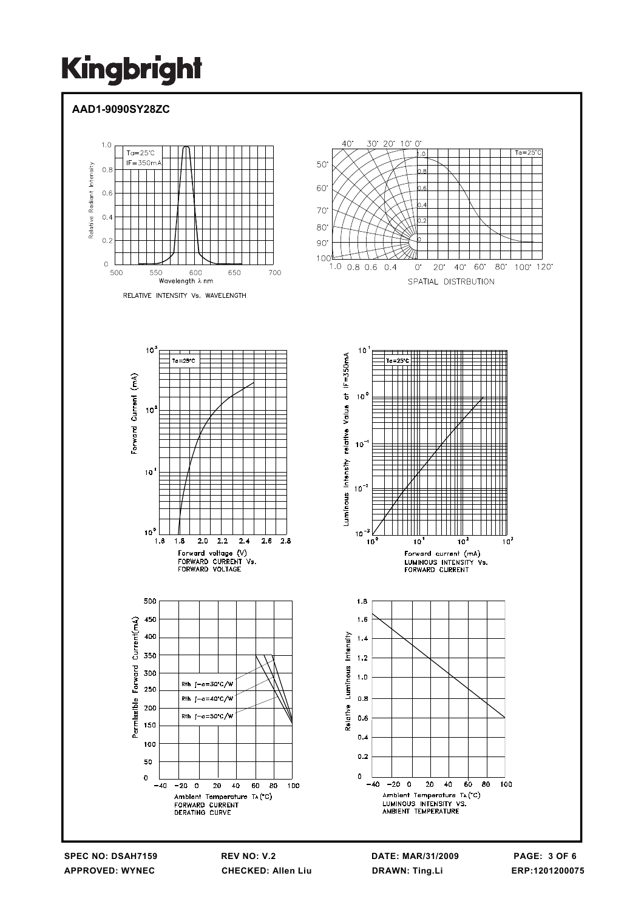# Kingbright

**AAD1-9090SY28ZC**

Ta=25°C
IF=350mA

Relative Radiant Intensity

Wavelength λ nm

RELATIVE INTENSITY Vs. WAVELENGTH

Ta=25°C

SPATIAL DISTRBUTION

Ta=25°C

Forward Current (mA)

Forward voltage (V)
FORWARD CURRENT Vs.
FORWARD VOLTAGE

Ta=25°C

Luminous Intensity relative Value at IF=350mA

Forward current (mA)
LUMINOUS INTENSITY Vs.
FORWARD CURRENT

Permissible Forward Current(mA)

Rth j-a=30°C/W
Rth j-a=40°C/W
Rth j-a=50°C/W

Ambient Temperature $T_A$ (°C)
FORWARD CURRENT
DERATING CURVE

Relative Luminous Intensity

Ambient Temperature $T_A$ (°C)
LUMINOUS INTENSITY VS.
AMBIENT TEMPERATURE

SPEC NO: DSAH7159 | REV NO: V.2 | DATE: MAR/31/2009
APPROVED: WYNEC | CHECKED: Allen Liu | DRAWN: Ting.Li | ERP:1201200075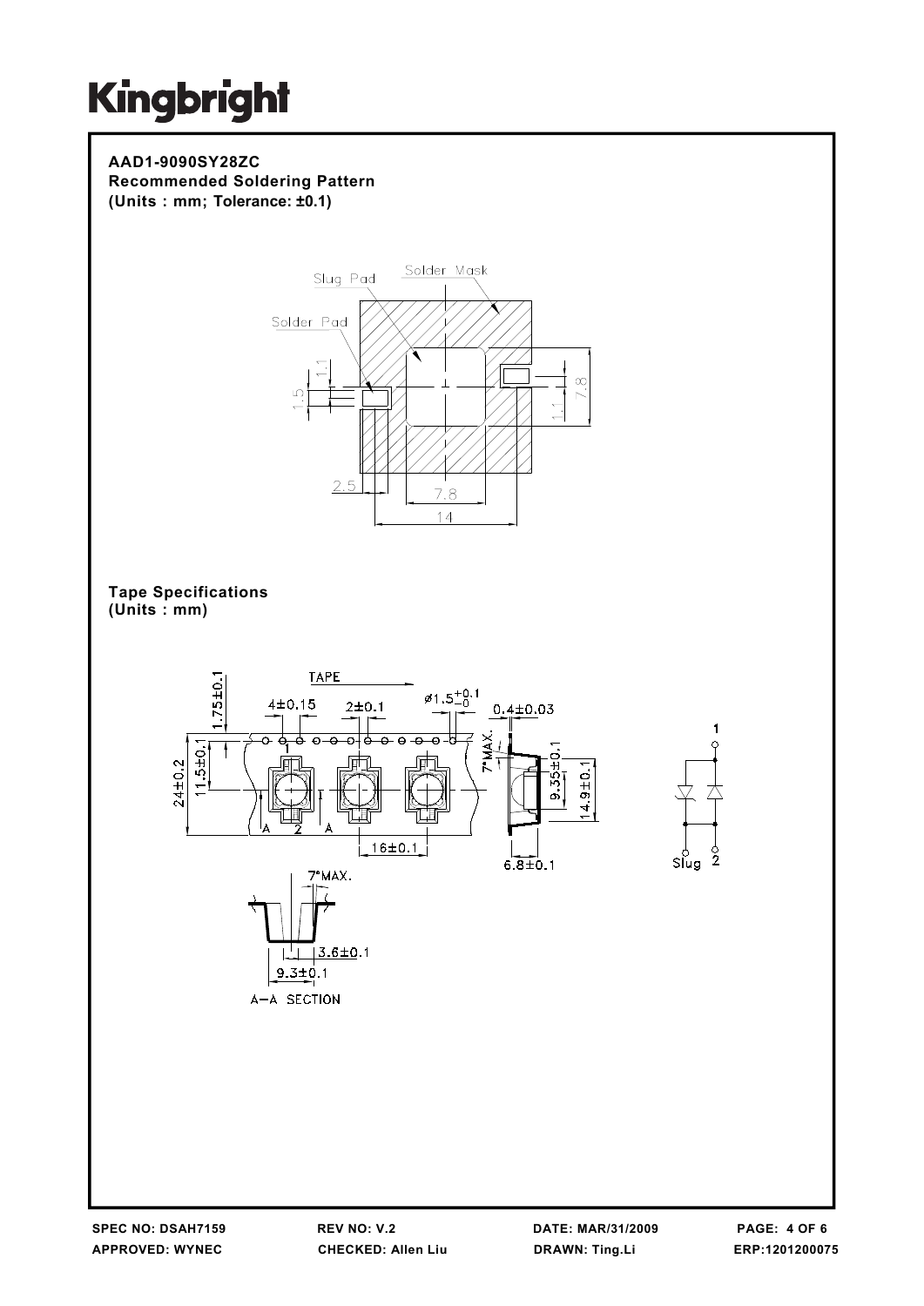**AAD1-9090SY28ZC**
**Recommended Soldering Pattern**
**(Units : mm; Tolerance: ±0.1)**

Slug Pad

Solder Mask

Solder Pad

1.1

1.5

7.8

1.1

2.5

7.8

14

**Tape Specifications**
**(Units : mm)**

TAPE

1.75±0.1

4±0.15

2±0.1

ø1.5 +0.1/−0

0.4±0.03

7°MAX.

24±0.2

11.5±0.1

9.35±0.1

14.9±0.1

16±0.1

6.8±0.1

7°MAX.

3.6±0.1

9.3±0.1

A−A SECTION

1

Slug

2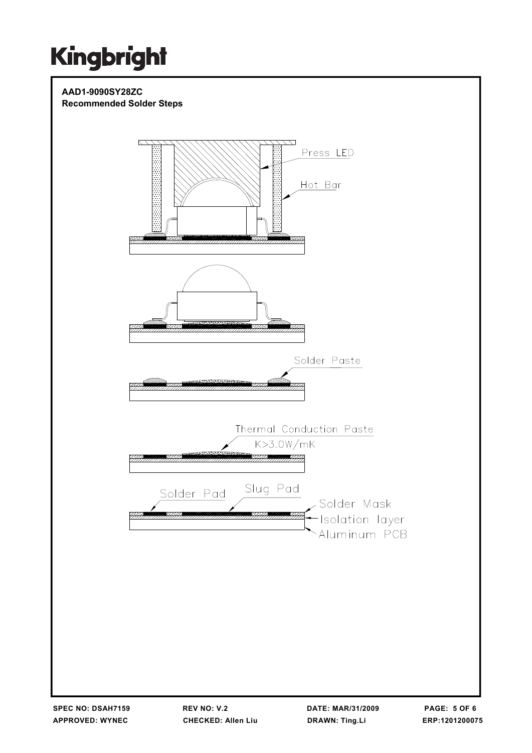**AAD1-9090SY28ZC**
**Recommended Solder Steps**

Press LED

Hot Bar

Solder Paste

Thermal Conduction Paste
K>3.0W/mK

Solder Pad

Slug Pad

Solder Mask

Isolation layer

Aluminum PCB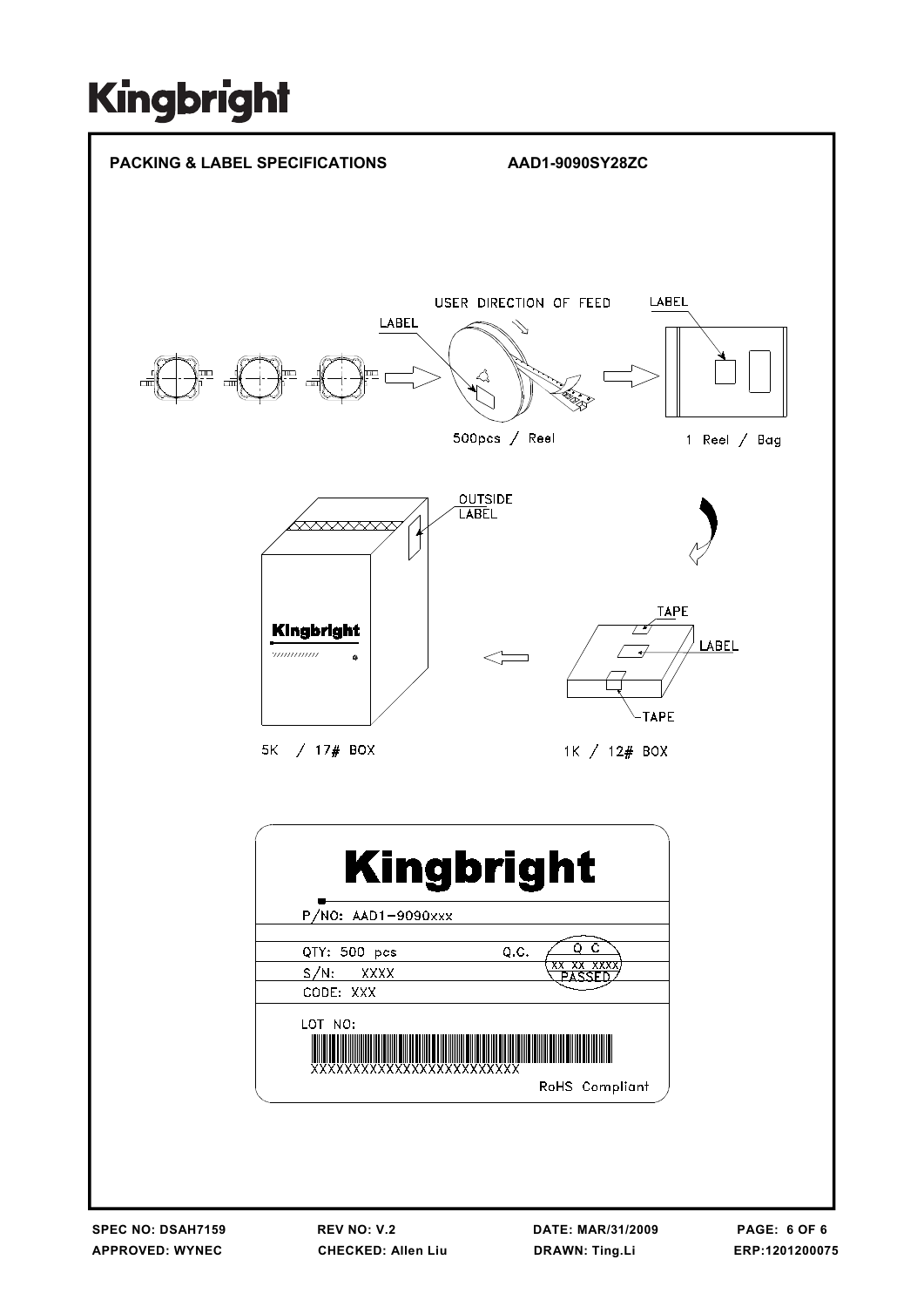**PACKING & LABEL SPECIFICATIONS** **AAD1-9090SY28ZC**

USER DIRECTION OF FEED

LABEL

LABEL

500pcs / Reel

1 Reel / Bag

OUTSIDE LABEL

TAPE

LABEL

TAPE

5K / 17# BOX

1K / 12# BOX

Kingbright

P/NO: AAD1-9090xxx

QTY: 500 pcs

Q.C.

Q C
XX XX XXXX
PASSED

S/N: XXXX

CODE: XXX

LOT NO:

XXXXXXXXXXXXXXXXXXXXXXXXX

RoHS Compliant

SPEC NO: DSAH7159 | REV NO: V.2 | DATE: MAR/31/2009

APPROVED: WYNEC | CHECKED: Allen Liu | DRAWN: Ting.Li | ERP:1201200075